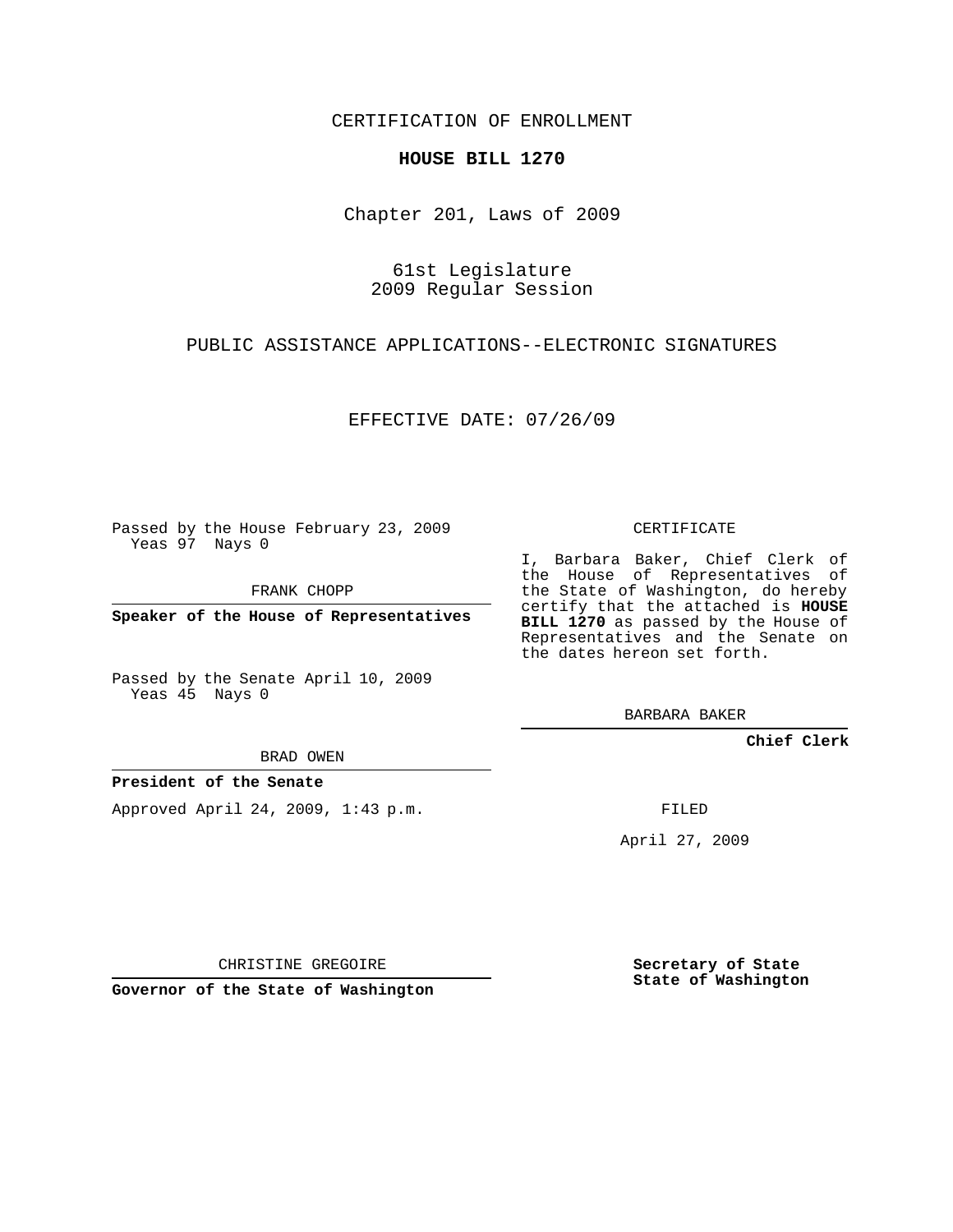CERTIFICATION OF ENROLLMENT

**HOUSE BILL 1270**

Chapter 201, Laws of 2009

61st Legislature
2009 Regular Session

PUBLIC ASSISTANCE APPLICATIONS--ELECTRONIC SIGNATURES

EFFECTIVE DATE: 07/26/09

Passed by the House February 23, 2009
Yeas 97 Nays 0

FRANK CHOPP

**Speaker of the House of Representatives**

Passed by the Senate April 10, 2009
Yeas 45 Nays 0

BRAD OWEN

**President of the Senate**

Approved April 24, 2009, 1:43 p.m.

CHRISTINE GREGOIRE

**Governor of the State of Washington**

CERTIFICATE

I, Barbara Baker, Chief Clerk of the House of Representatives of the State of Washington, do hereby certify that the attached is **HOUSE BILL 1270** as passed by the House of Representatives and the Senate on the dates hereon set forth.

BARBARA BAKER

**Chief Clerk**

FILED

April 27, 2009

**Secretary of State**
**State of Washington**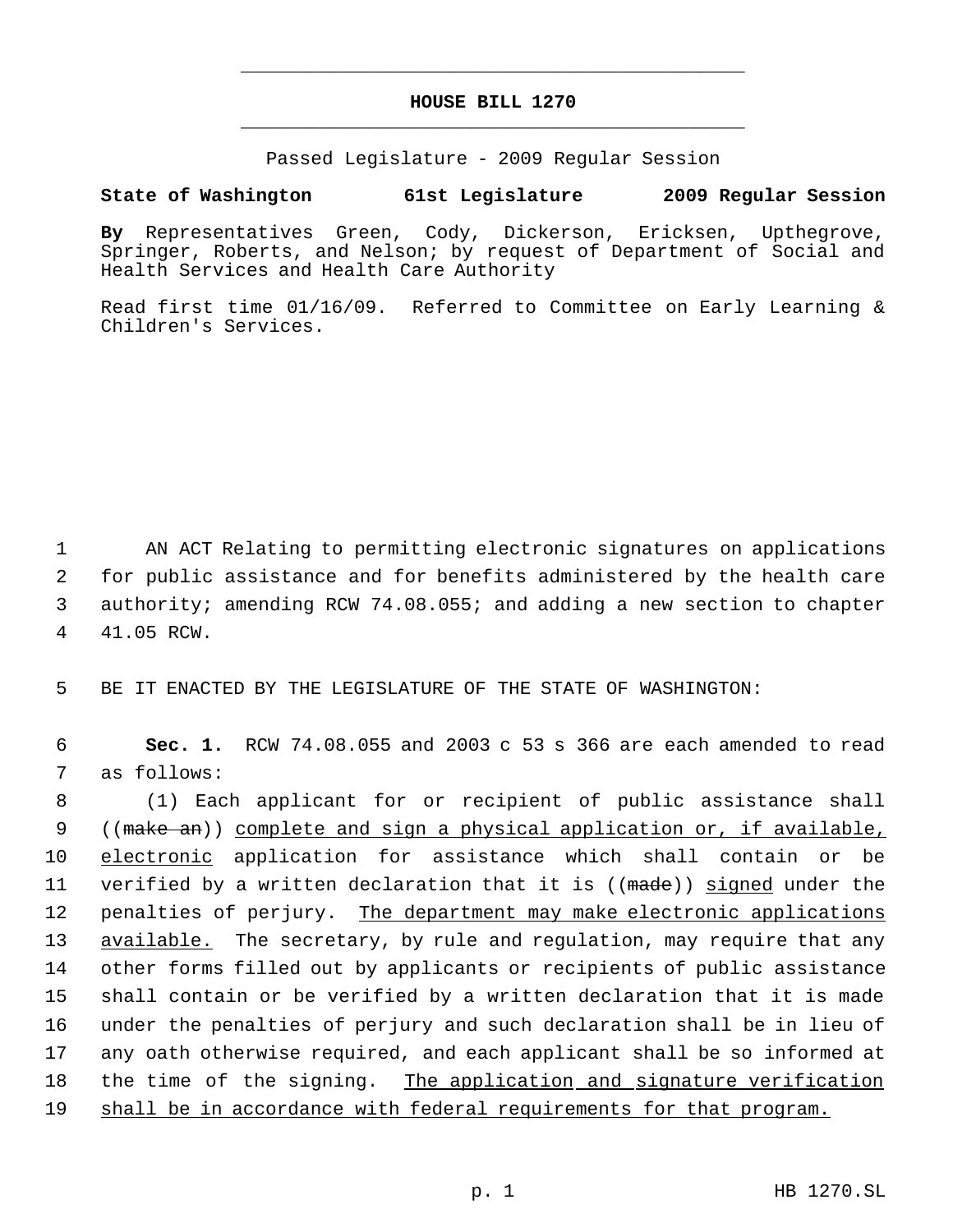# HOUSE BILL 1270

Passed Legislature - 2009 Regular Session

**State of Washington 61st Legislature 2009 Regular Session**

**By** Representatives Green, Cody, Dickerson, Ericksen, Upthegrove, Springer, Roberts, and Nelson; by request of Department of Social and Health Services and Health Care Authority

Read first time 01/16/09. Referred to Committee on Early Learning & Children's Services.

AN ACT Relating to permitting electronic signatures on applications for public assistance and for benefits administered by the health care authority; amending RCW 74.08.055; and adding a new section to chapter 41.05 RCW.

BE IT ENACTED BY THE LEGISLATURE OF THE STATE OF WASHINGTON:

**Sec. 1.** RCW 74.08.055 and 2003 c 53 s 366 are each amended to read as follows:

(1) Each applicant for or recipient of public assistance shall ((~~make an~~)) <u>complete and sign a physical application or, if available, electronic</u> application for assistance which shall contain or be verified by a written declaration that it is ((~~made~~)) <u>signed</u> under the penalties of perjury. <u>The department may make electronic applications available.</u> The secretary, by rule and regulation, may require that any other forms filled out by applicants or recipients of public assistance shall contain or be verified by a written declaration that it is made under the penalties of perjury and such declaration shall be in lieu of any oath otherwise required, and each applicant shall be so informed at the time of the signing. <u>The application and signature verification shall be in accordance with federal requirements for that program.</u>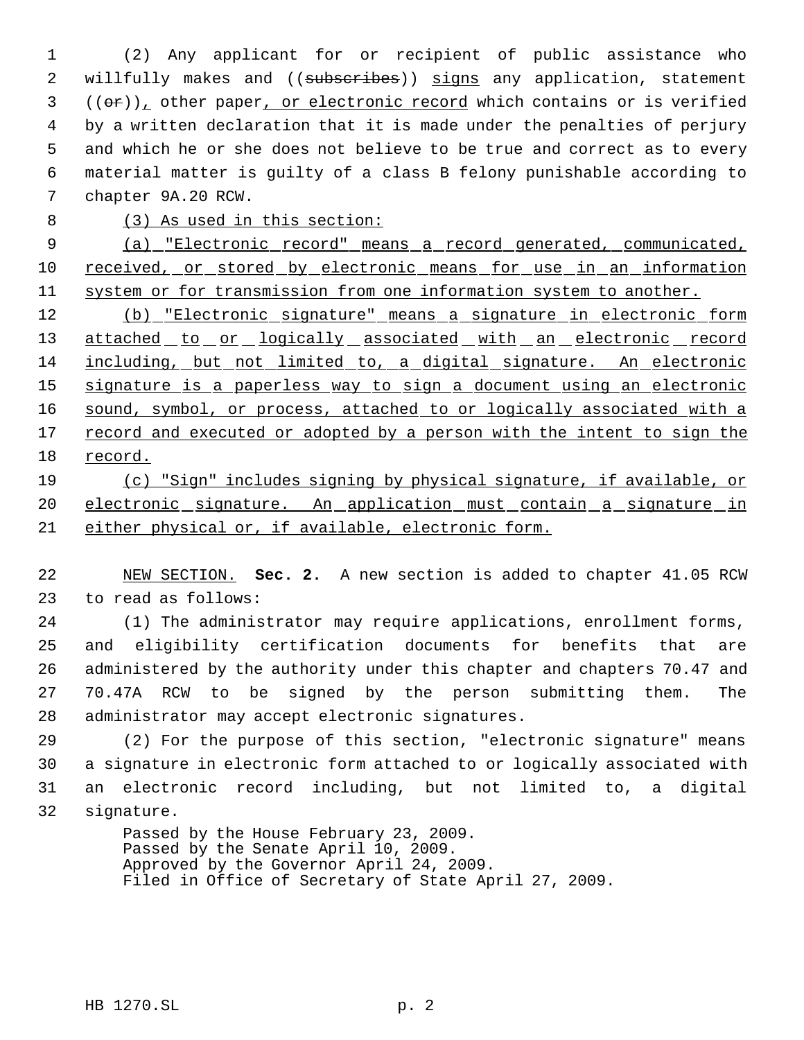(2) Any applicant for or recipient of public assistance who willfully makes and ((subscribes)) signs any application, statement ((or)), other paper, or electronic record which contains or is verified by a written declaration that it is made under the penalties of perjury and which he or she does not believe to be true and correct as to every material matter is guilty of a class B felony punishable according to chapter 9A.20 RCW.

(3) As used in this section:

(a) "Electronic record" means a record generated, communicated, received, or stored by electronic means for use in an information system or for transmission from one information system to another.

(b) "Electronic signature" means a signature in electronic form attached to or logically associated with an electronic record including, but not limited to, a digital signature. An electronic signature is a paperless way to sign a document using an electronic sound, symbol, or process, attached to or logically associated with a record and executed or adopted by a person with the intent to sign the record.

(c) "Sign" includes signing by physical signature, if available, or electronic signature. An application must contain a signature in either physical or, if available, electronic form.

NEW SECTION. **Sec. 2.** A new section is added to chapter 41.05 RCW to read as follows:

(1) The administrator may require applications, enrollment forms, and eligibility certification documents for benefits that are administered by the authority under this chapter and chapters 70.47 and 70.47A RCW to be signed by the person submitting them. The administrator may accept electronic signatures.

(2) For the purpose of this section, "electronic signature" means a signature in electronic form attached to or logically associated with an electronic record including, but not limited to, a digital signature.

Passed by the House February 23, 2009.
Passed by the Senate April 10, 2009.
Approved by the Governor April 24, 2009.
Filed in Office of Secretary of State April 27, 2009.